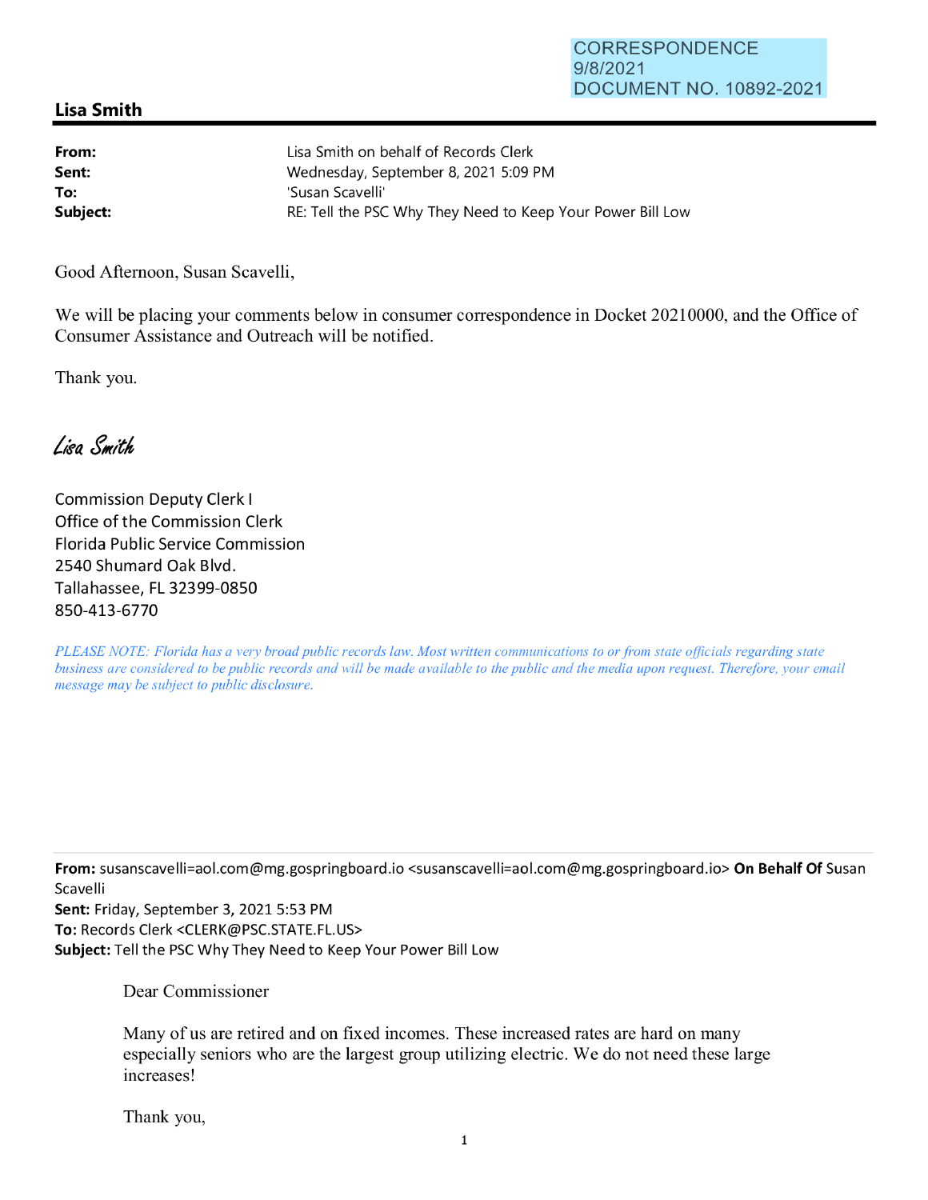CORRESPONDENCE
9/8/2021
DOCUMENT NO. 10892-2021

## Lisa Smith

**From:** Lisa Smith on behalf of Records Clerk
**Sent:** Wednesday, September 8, 2021 5:09 PM
**To:** 'Susan Scavelli'
**Subject:** RE: Tell the PSC Why They Need to Keep Your Power Bill Low

Good Afternoon, Susan Scavelli,

We will be placing your comments below in consumer correspondence in Docket 20210000, and the Office of Consumer Assistance and Outreach will be notified.

Thank you.

*Lisa Smith*

Commission Deputy Clerk I
Office of the Commission Clerk
Florida Public Service Commission
2540 Shumard Oak Blvd.
Tallahassee, FL 32399-0850
850-413-6770

*PLEASE NOTE: Florida has a very broad public records law. Most written communications to or from state officials regarding state business are considered to be public records and will be made available to the public and the media upon request. Therefore, your email message may be subject to public disclosure.*

---

**From:** susanscavelli=aol.com@mg.gospringboard.io <susanscavelli=aol.com@mg.gospringboard.io> **On Behalf Of** Susan Scavelli
**Sent:** Friday, September 3, 2021 5:53 PM
**To:** Records Clerk <CLERK@PSC.STATE.FL.US>
**Subject:** Tell the PSC Why They Need to Keep Your Power Bill Low

Dear Commissioner

Many of us are retired and on fixed incomes. These increased rates are hard on many especially seniors who are the largest group utilizing electric. We do not need these large increases!

Thank you,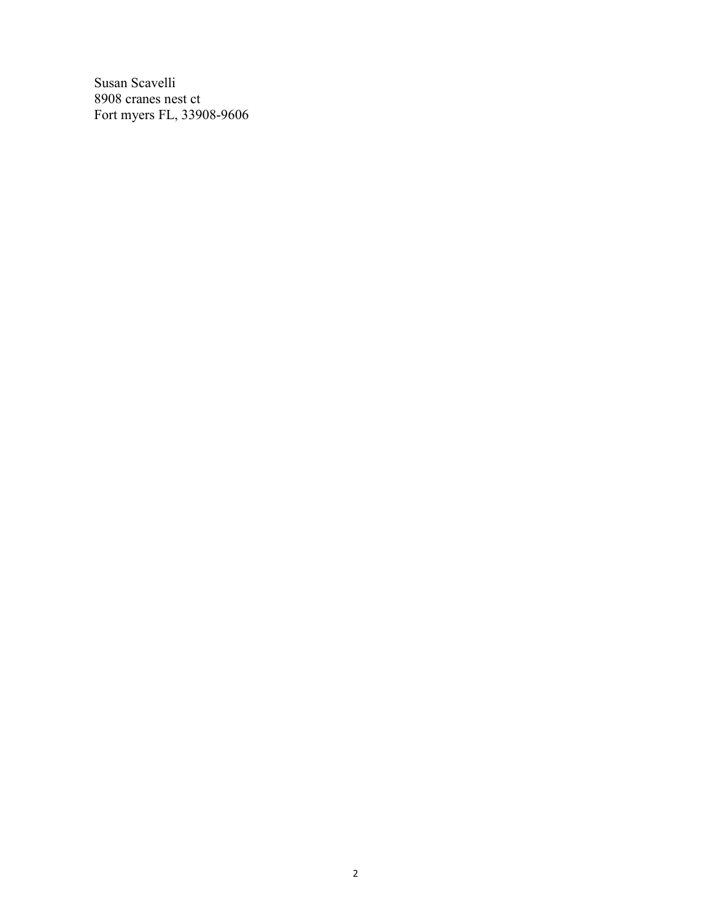Susan Scavelli
8908 cranes nest ct
Fort myers FL, 33908-9606